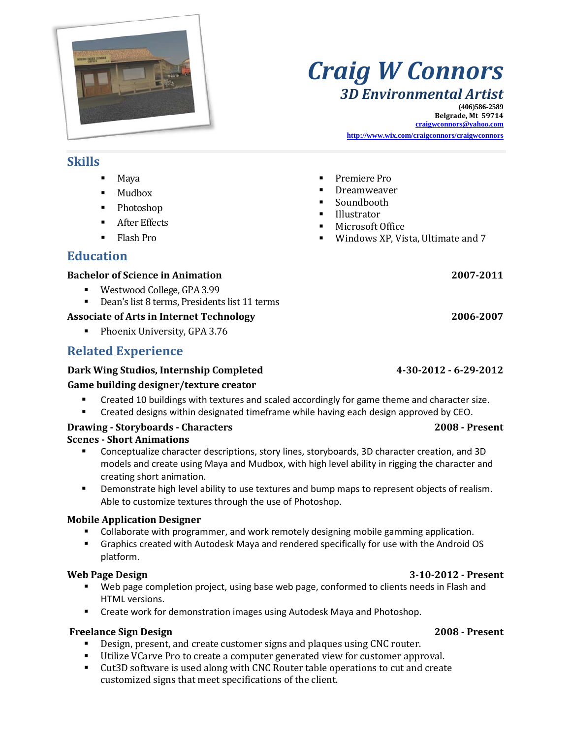# Craig W Connors

## *3D Environmental Artist*

**(406)586-2589**
**Belgrade, Mt 59714**
**craigwconnors@yahoo.com**
**http://www.wix.com/craigconnors/craigwconnors**

## Skills

- Maya
- Mudbox
- Photoshop
- After Effects
- Flash Pro
- Premiere Pro
- Dreamweaver
- Soundbooth
- Illustrator
- Microsoft Office
- Windows XP, Vista, Ultimate and 7

## Education

**Bachelor of Science in Animation** — **2007-2011**

- Westwood College, GPA 3.99
- Dean's list 8 terms, Presidents list 11 terms

**Associate of Arts in Internet Technology** — **2006-2007**

- Phoenix University, GPA 3.76

## Related Experience

**Dark Wing Studios, Internship Completed** — **4-30-2012 - 6-29-2012**
**Game building designer/texture creator**

- Created 10 buildings with textures and scaled accordingly for game theme and character size.
- Created designs within designated timeframe while having each design approved by CEO.

**Drawing - Storyboards - Characters** — **2008 - Present**
**Scenes - Short Animations**

- Conceptualize character descriptions, story lines, storyboards, 3D character creation, and 3D models and create using Maya and Mudbox, with high level ability in rigging the character and creating short animation.
- Demonstrate high level ability to use textures and bump maps to represent objects of realism. Able to customize textures through the use of Photoshop.

**Mobile Application Designer**

- Collaborate with programmer, and work remotely designing mobile gamming application.
- Graphics created with Autodesk Maya and rendered specifically for use with the Android OS platform.

**Web Page Design** — **3-10-2012 - Present**

- Web page completion project, using base web page, conformed to clients needs in Flash and HTML versions.
- Create work for demonstration images using Autodesk Maya and Photoshop.

**Freelance Sign Design** — **2008 - Present**

- Design, present, and create customer signs and plaques using CNC router.
- Utilize VCarve Pro to create a computer generated view for customer approval.
- Cut3D software is used along with CNC Router table operations to cut and create customized signs that meet specifications of the client.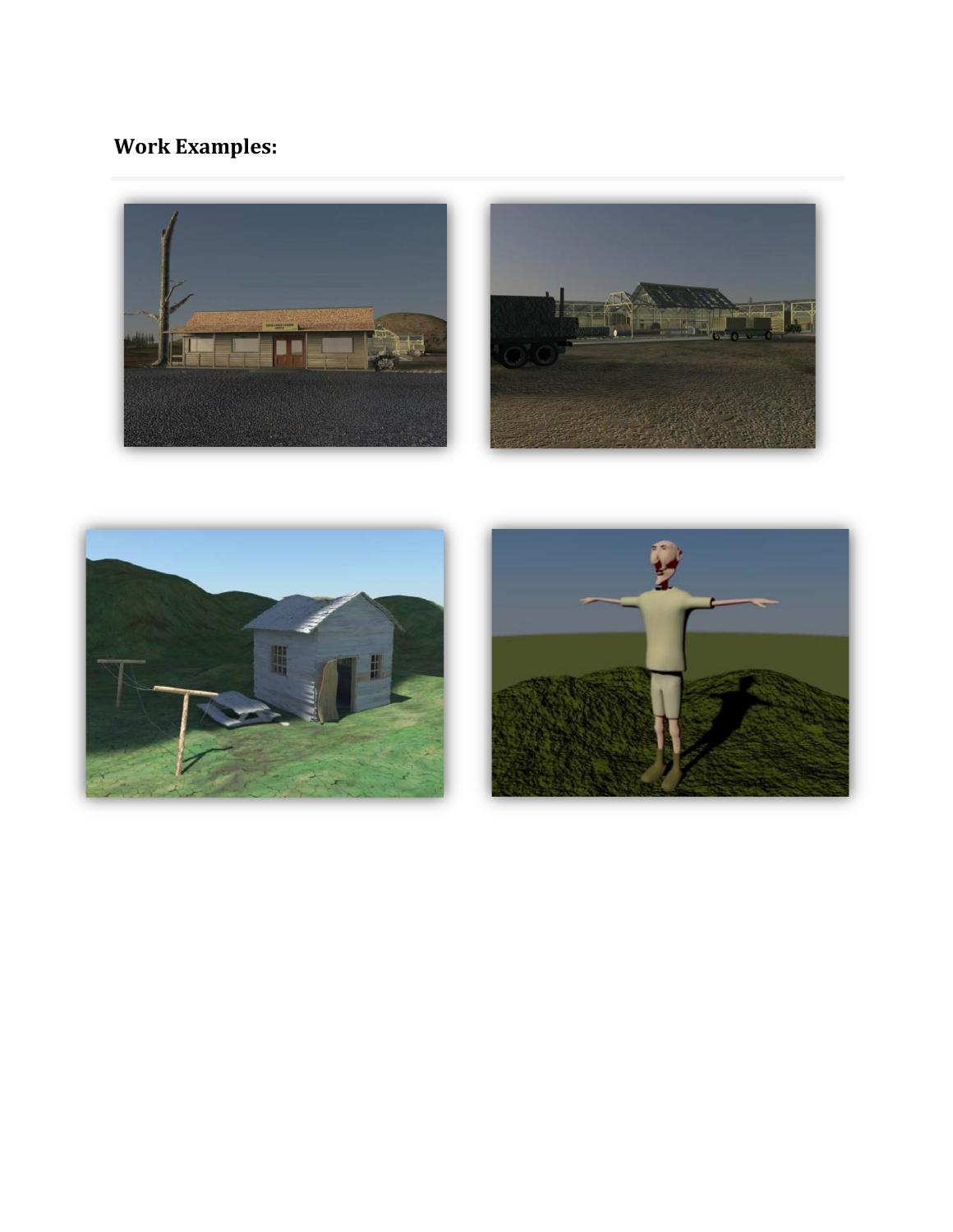## Work Examples: